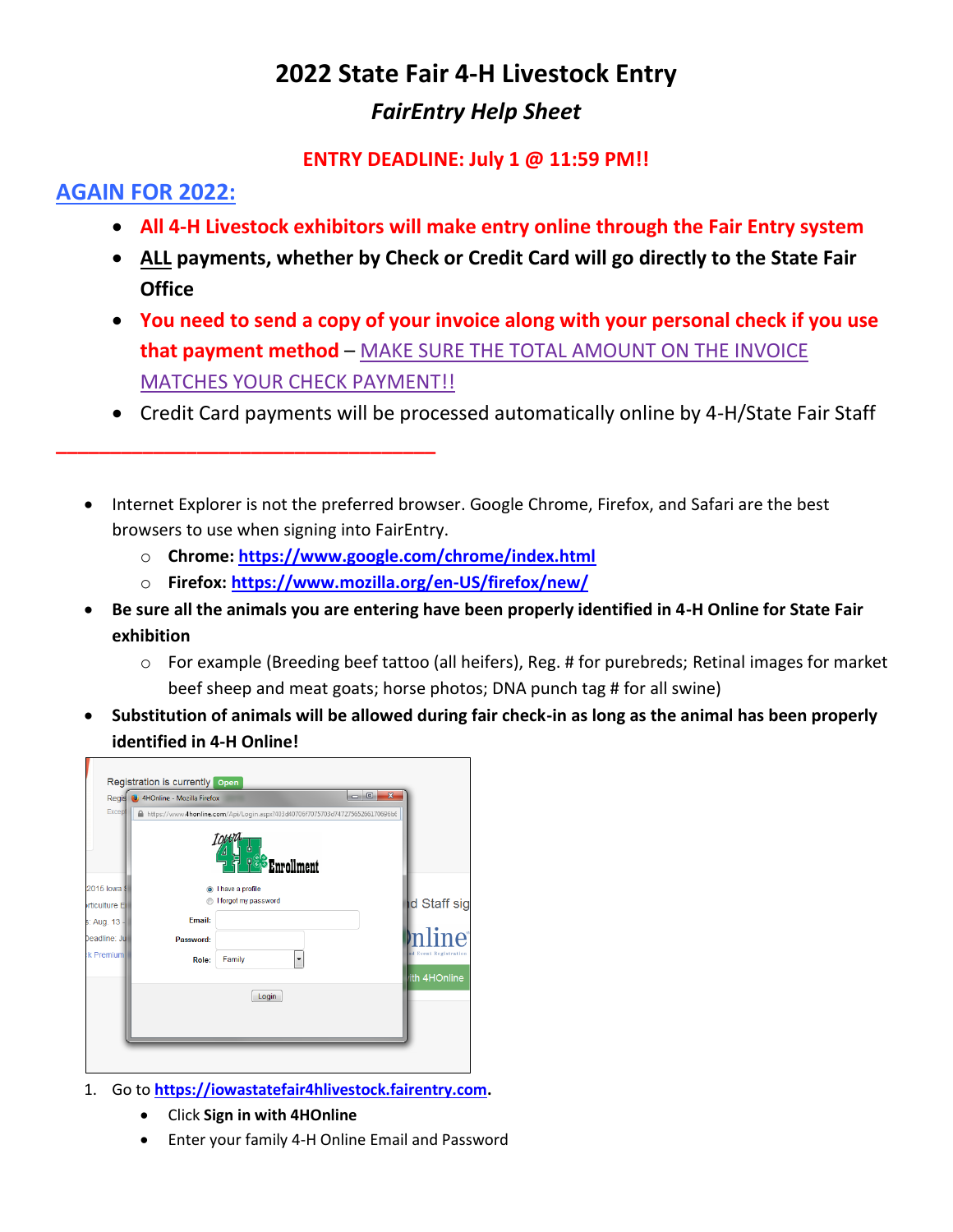# 2022 State Fair 4-H Livestock Entry

## *FairEntry Help Sheet*

**ENTRY DEADLINE: July 1 @ 11:59 PM!!**

## AGAIN FOR 2022:

- **All 4-H Livestock exhibitors will make entry online through the Fair Entry system**
- **ALL payments, whether by Check or Credit Card will go directly to the State Fair Office**
- **You need to send a copy of your invoice along with your personal check if you use that payment method** – MAKE SURE THE TOTAL AMOUNT ON THE INVOICE MATCHES YOUR CHECK PAYMENT!!
- Credit Card payments will be processed automatically online by 4-H/State Fair Staff

---

- Internet Explorer is not the preferred browser. Google Chrome, Firefox, and Safari are the best browsers to use when signing into FairEntry.
  - **Chrome: https://www.google.com/chrome/index.html**
  - **Firefox: https://www.mozilla.org/en-US/firefox/new/**
- **Be sure all the animals you are entering have been properly identified in 4-H Online for State Fair exhibition**
  - For example (Breeding beef tattoo (all heifers), Reg. # for purebreds; Retinal images for market beef sheep and meat goats; horse photos; DNA punch tag # for all swine)
- **Substitution of animals will be allowed during fair check-in as long as the animal has been properly identified in 4-H Online!**

1. Go to **https://iowastatefair4hlivestock.fairentry.com**.
   - Click **Sign in with 4HOnline**
   - Enter your family 4-H Online Email and Password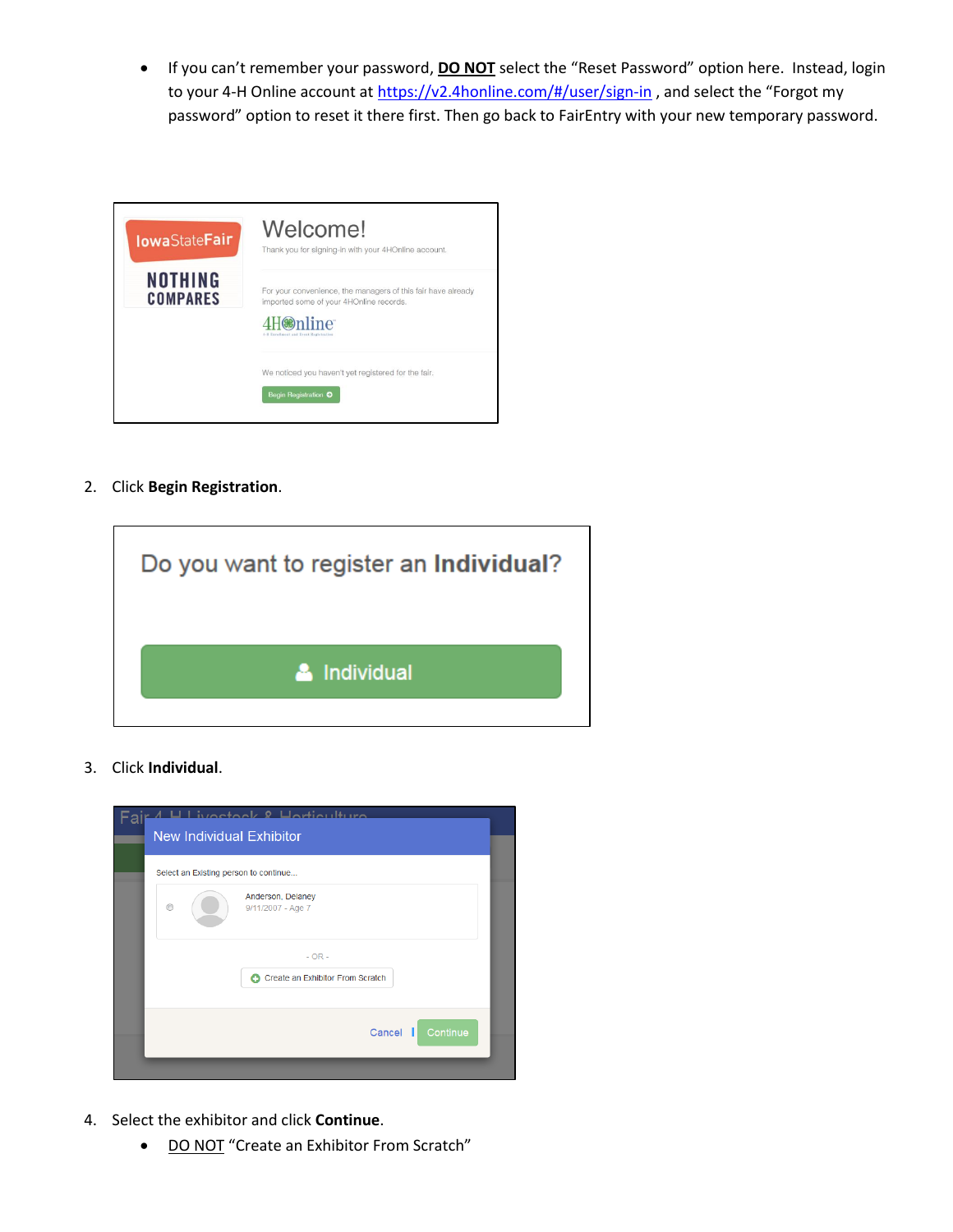- If you can't remember your password, **<u>DO NOT</u>** select the "Reset Password" option here. Instead, login to your 4-H Online account at https://v2.4honline.com/#/user/sign-in , and select the "Forgot my password" option to reset it there first. Then go back to FairEntry with your new temporary password.

2. Click **Begin Registration**.

3. Click **Individual**.

4. Select the exhibitor and click **Continue**.
   - <u>DO NOT</u> "Create an Exhibitor From Scratch"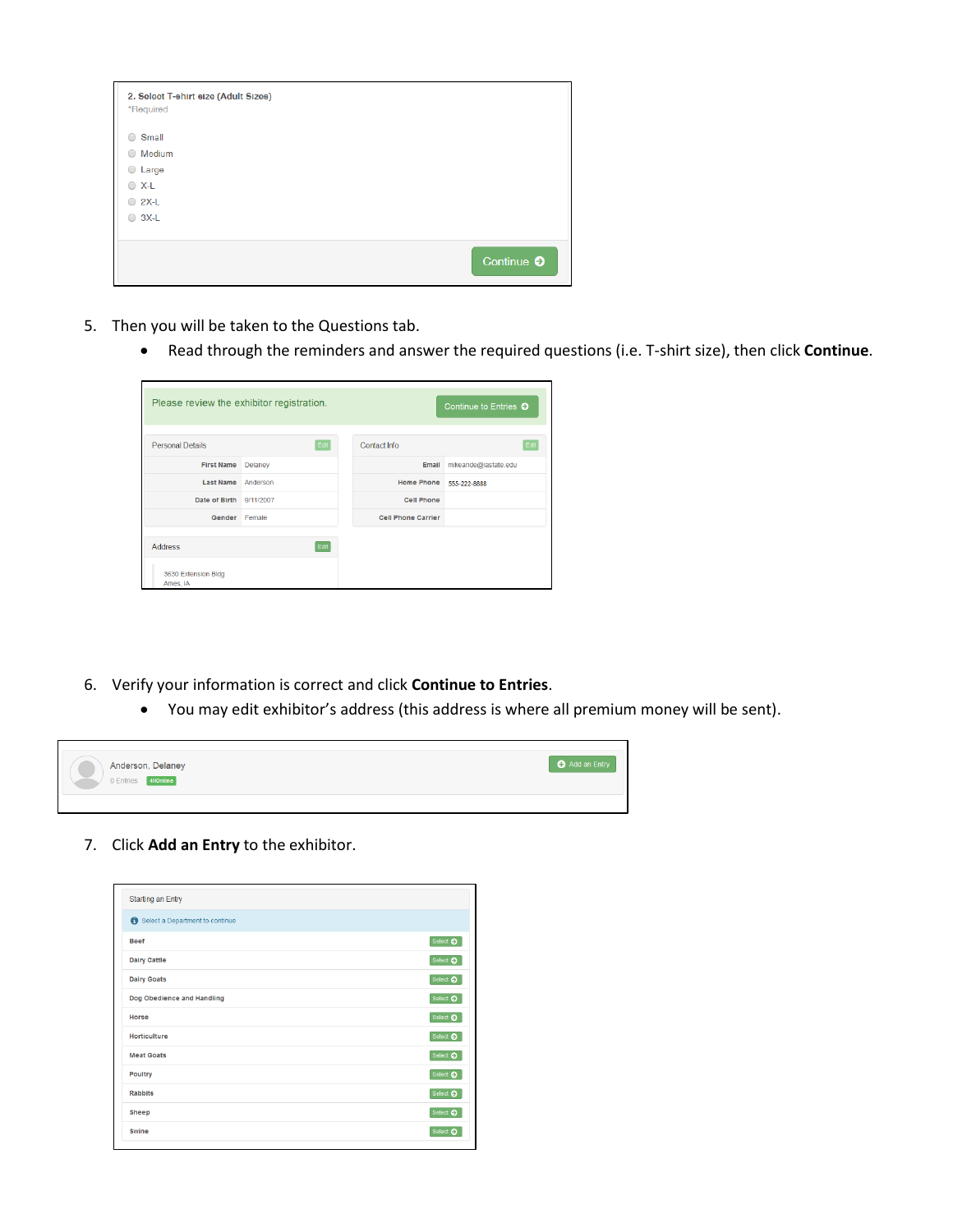2. Select T-shirt size (Adult Sizes)
*Required

- Small
- Medium
- Large
- X-L
- 2X-L
- 3X-L

Continue

5. Then you will be taken to the Questions tab.
   - Read through the reminders and answer the required questions (i.e. T-shirt size), then click **Continue**.

Please review the exhibitor registration. Continue to Entries

Personal Details Edit

| | |
|---|---|
| First Name | Delaney |
| Last Name | Anderson |
| Date of Birth | 9/11/2007 |
| Gender | Female |

Contact Info Edit

| | |
|---|---|
| Email | mikeande@iastate.edu |
| Home Phone | 555-222-8888 |
| Cell Phone | |
| Cell Phone Carrier | |

Address Edit

3630 Extension Bldg
Ames, IA

6. Verify your information is correct and click **Continue to Entries**.
   - You may edit exhibitor's address (this address is where all premium money will be sent).

Anderson, Delaney
0 Entries 4HOnline

Add an Entry

7. Click **Add an Entry** to the exhibitor.

Starting an Entry

Select a Department to continue

| Department | |
|---|---|
| Beef | Select |
| Dairy Cattle | Select |
| Dairy Goats | Select |
| Dog Obedience and Handling | Select |
| Horse | Select |
| Horticulture | Select |
| Meat Goats | Select |
| Poultry | Select |
| Rabbits | Select |
| Sheep | Select |
| Swine | Select |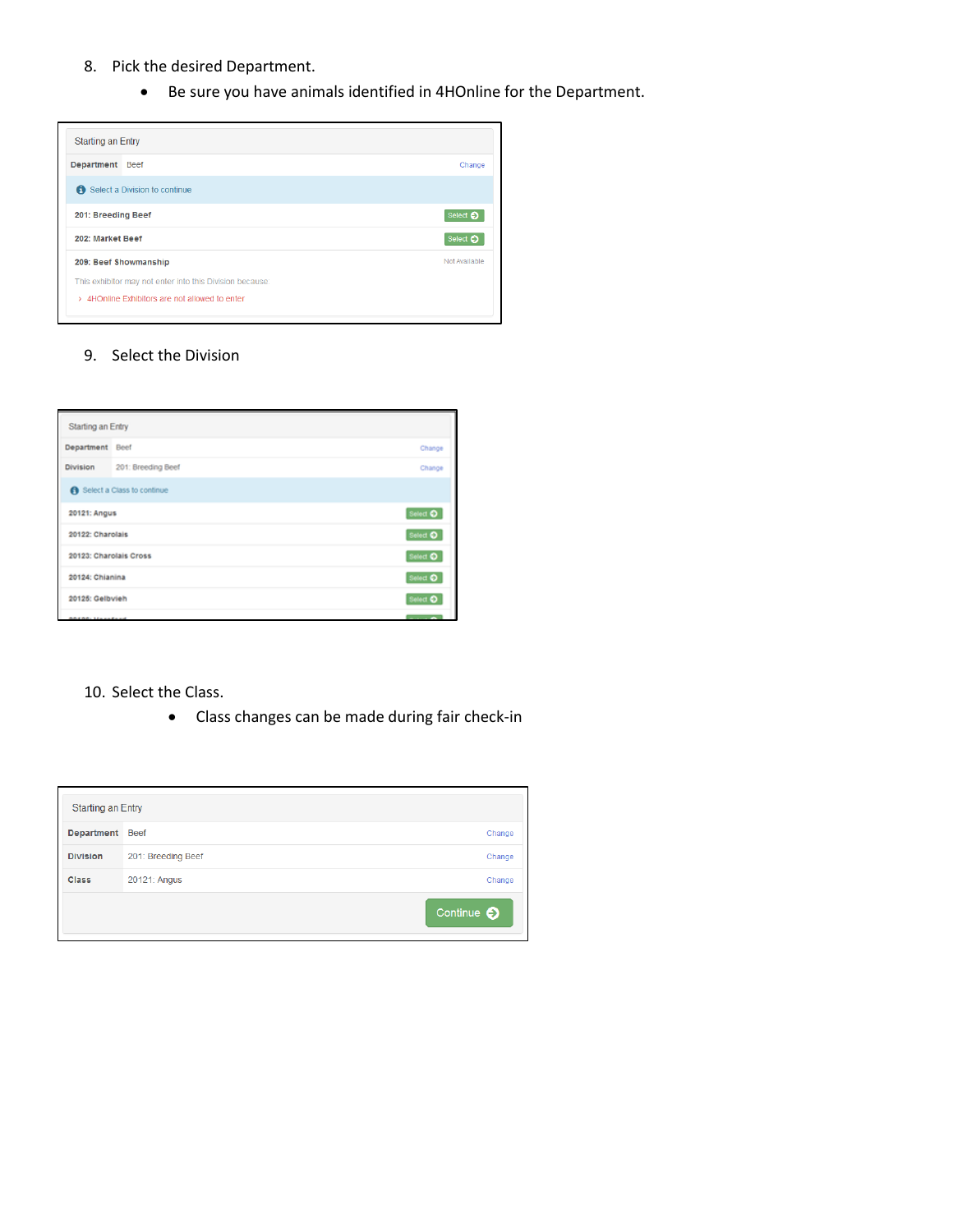8. Pick the desired Department.
   - Be sure you have animals identified in 4HOnline for the Department.

Starting an Entry

Department Beef Change

Select a Division to continue

201: Breeding Beef Select

202: Market Beef Select

209: Beef Showmanship Not Available

This exhibitor may not enter into this Division because

› 4HOnline Exhibitors are not allowed to enter

9. Select the Division

Starting an Entry

Department Beef Change

Division 201: Breeding Beef Change

Select a Class to continue

20121: Angus Select

20122: Charolais Select

20123: Charolais Cross Select

20124: Chianina Select

20125: Gelbvieh Select

10. Select the Class.
    - Class changes can be made during fair check-in

Starting an Entry

Department Beef Change

Division 201: Breeding Beef Change

Class 20121: Angus Change

Continue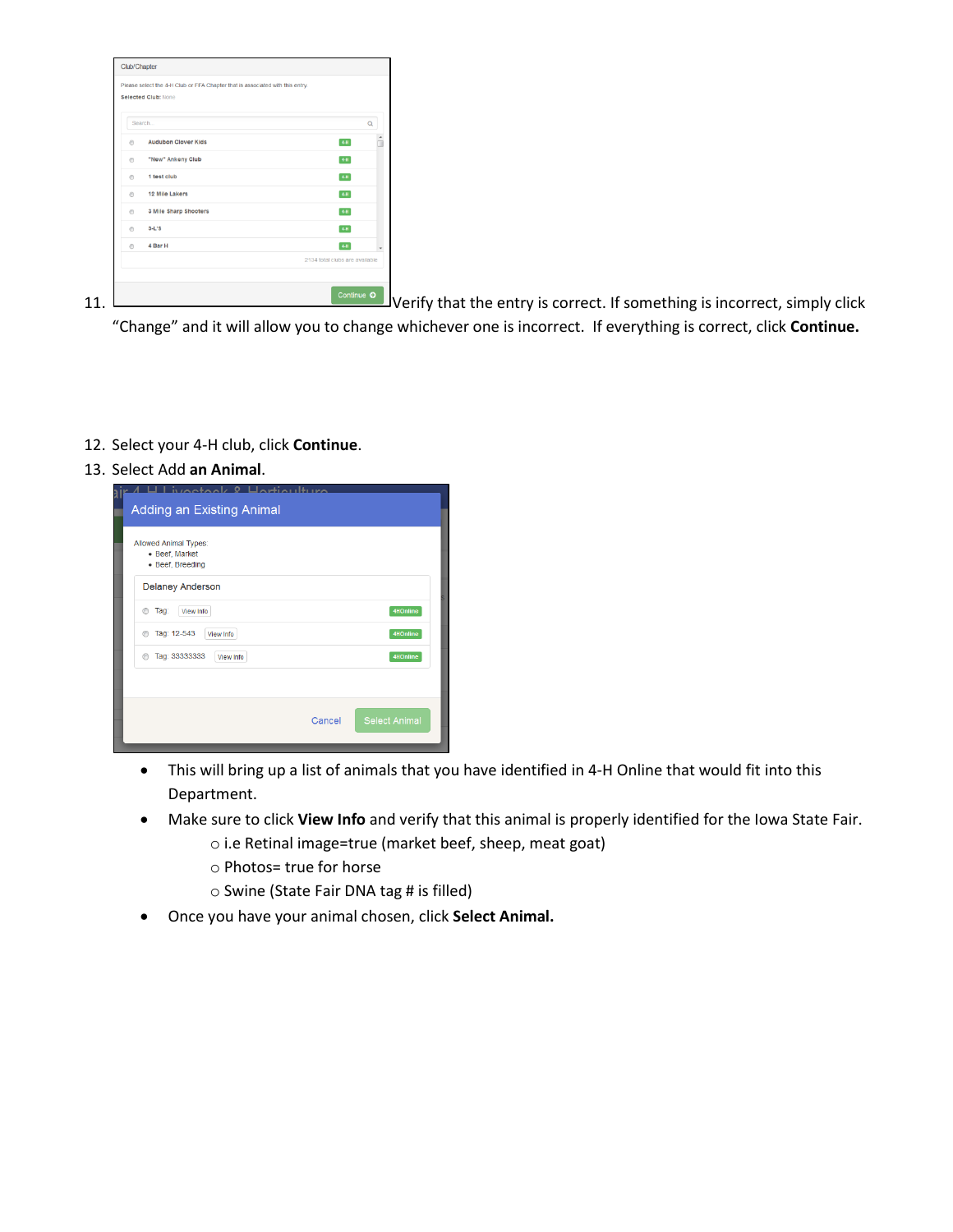11. Verify that the entry is correct. If something is incorrect, simply click "Change" and it will allow you to change whichever one is incorrect. If everything is correct, click **Continue.**

12. Select your 4-H club, click **Continue**.
13. Select Add **an Animal**.
    - This will bring up a list of animals that you have identified in 4-H Online that would fit into this Department.
    - Make sure to click **View Info** and verify that this animal is properly identified for the Iowa State Fair.
      - i.e Retinal image=true (market beef, sheep, meat goat)
      - Photos= true for horse
      - Swine (State Fair DNA tag # is filled)
    - Once you have your animal chosen, click **Select Animal.**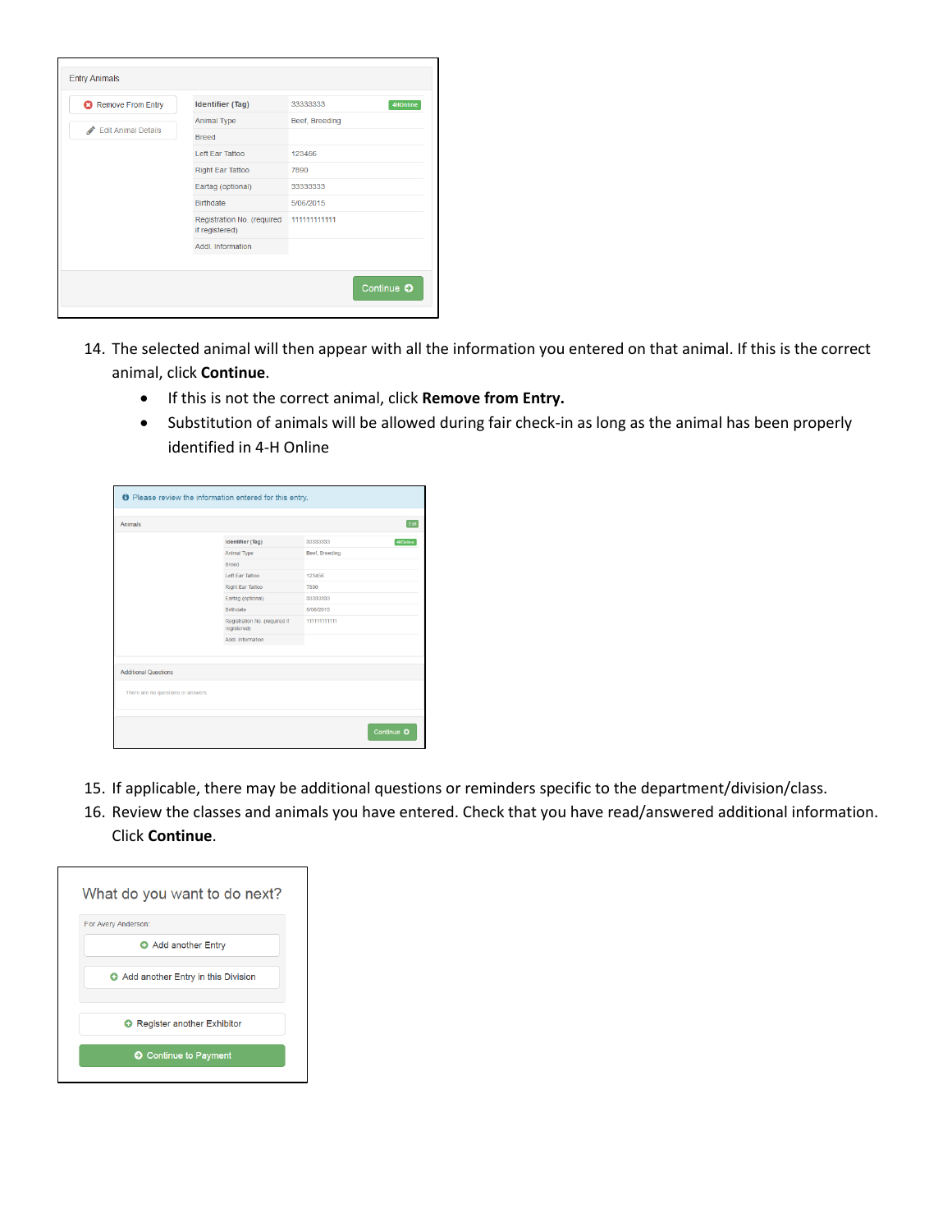14. The selected animal will then appear with all the information you entered on that animal. If this is the correct animal, click **Continue**.
    - If this is not the correct animal, click **Remove from Entry.**
    - Substitution of animals will be allowed during fair check-in as long as the animal has been properly identified in 4-H Online

15. If applicable, there may be additional questions or reminders specific to the department/division/class.
16. Review the classes and animals you have entered. Check that you have read/answered additional information. Click **Continue**.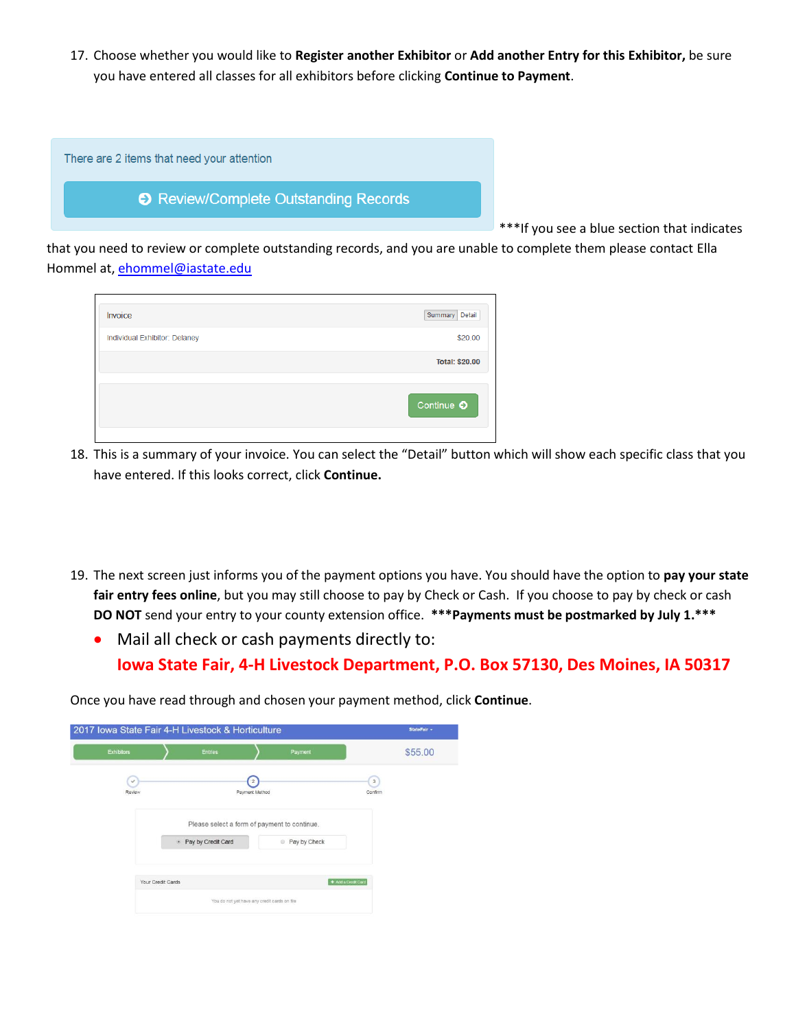17. Choose whether you would like to **Register another Exhibitor** or **Add another Entry for this Exhibitor,** be sure you have entered all classes for all exhibitors before clicking **Continue to Payment**.

There are 2 items that need your attention

Review/Complete Outstanding Records

***If you see a blue section that indicates that you need to review or complete outstanding records, and you are unable to complete them please contact Ella Hommel at, ehommel@iastate.edu

| Invoice | Summary Detail |
|---|---|
| Individual Exhibitor: Delaney | $20.00 |
| | Total: $20.00 |

Continue

18. This is a summary of your invoice. You can select the "Detail" button which will show each specific class that you have entered. If this looks correct, click **Continue.**

19. The next screen just informs you of the payment options you have. You should have the option to **pay your state fair entry fees online**, but you may still choose to pay by Check or Cash. If you choose to pay by check or cash **DO NOT** send your entry to your county extension office. ***Payments must be postmarked by July 1.***
    - Mail all check or cash payments directly to:
      **Iowa State Fair, 4-H Livestock Department, P.O. Box 57130, Des Moines, IA 50317**

Once you have read through and chosen your payment method, click **Continue**.

2017 Iowa State Fair 4-H Livestock & Horticulture

Exhibitors | Entries | Payment | $55.00

Review | Payment Method | Confirm

Please select a form of payment to continue.

Pay by Credit Card | Pay by Check

Your Credit Cards | Add a Credit Card

You do not yet have any credit cards on file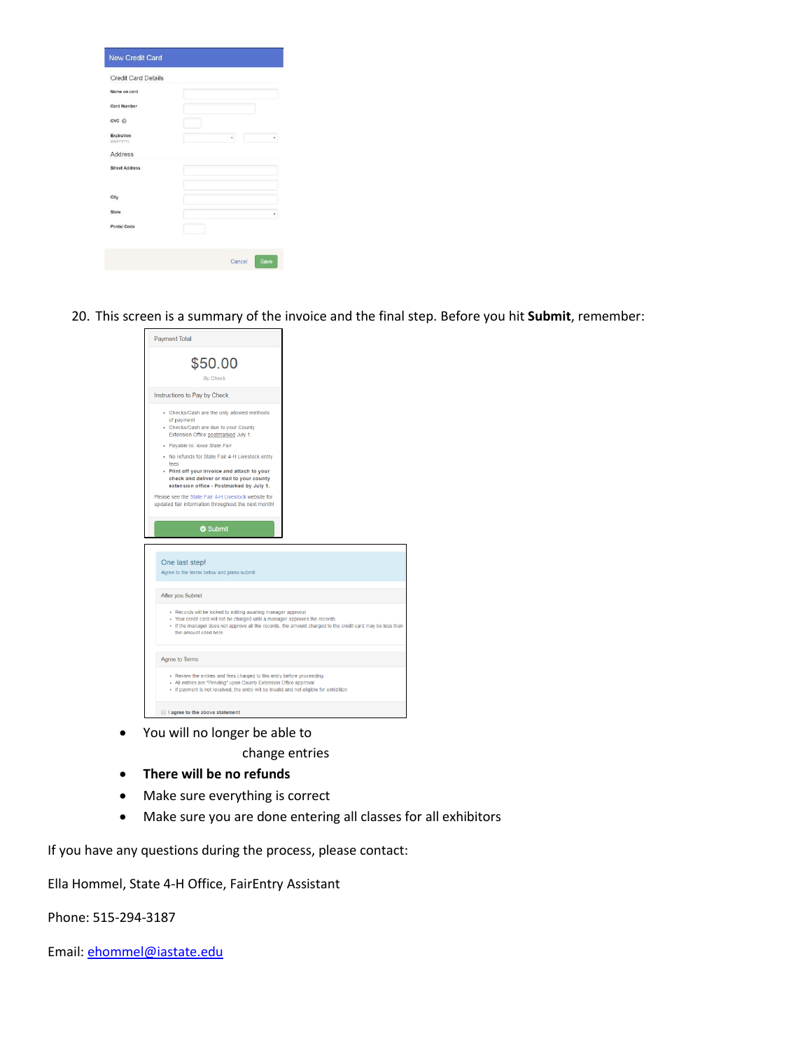New Credit Card

Credit Card Details

Name on card

Card Number

CVC

Expiration (MM/YYYY)

Address

Street Address

City

State

Postal Code

Cancel Save

20. This screen is a summary of the invoice and the final step. Before you hit **Submit**, remember:

Payment Total

$50.00

By Check

Instructions to Pay by Check

- Checks/Cash are the only allowed methods of payment
- Checks/Cash are due to your County Extension Office postmarked July 1.
- Payable to: *Iowa State Fair*
- No refunds for State Fair 4-H Livestock entry fees
- **Print off your invoice and attach to your check and deliver or mail to your county extension office - Postmarked by July 1.**

Please see the State Fair 4-H Livestock website for updated fair information throughout the next month!

Submit

One last step!

Agree to the terms below and press submit.

After you Submit

- Records will be locked to editing awaiting manager approval
- Your credit card will not be charged until a manager approves the records
- If the manager does not approve all the records, the amount charged to the credit card may be less than the amount cited here.

Agree to Terms

- Review the entries and fees charged to this entry before proceeding
- All entries are "Pending" upon County Extension Office approval
- If payment is not received, the entry will be invalid and not eligible for exhibition

I agree to the above statement

- You will no longer be able to change entries
- **There will be no refunds**
- Make sure everything is correct
- Make sure you are done entering all classes for all exhibitors

If you have any questions during the process, please contact:

Ella Hommel, State 4-H Office, FairEntry Assistant

Phone: 515-294-3187

Email: ehommel@iastate.edu